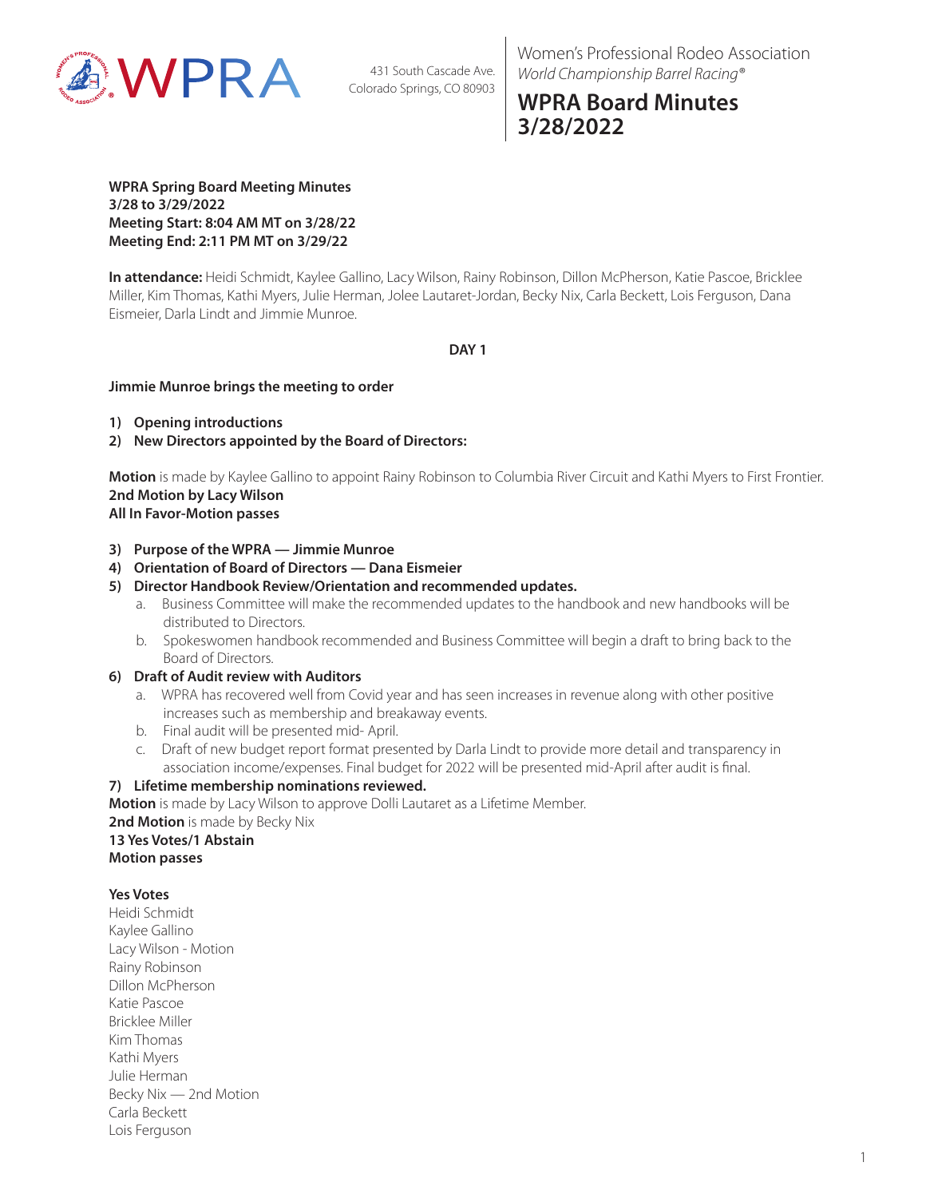Women's Professional Rodeo Association
*World Championship Barrel Racing®*

431 South Cascade Ave.
Colorado Springs, CO 80903

# WPRA Board Minutes 3/28/2022

**WPRA Spring Board Meeting Minutes**
**3/28 to 3/29/2022**
**Meeting Start: 8:04 AM MT on 3/28/22**
**Meeting End: 2:11 PM MT on 3/29/22**

**In attendance:** Heidi Schmidt, Kaylee Gallino, Lacy Wilson, Rainy Robinson, Dillon McPherson, Katie Pascoe, Bricklee Miller, Kim Thomas, Kathi Myers, Julie Herman, Jolee Lautaret-Jordan, Becky Nix, Carla Beckett, Lois Ferguson, Dana Eismeier, Darla Lindt and Jimmie Munroe.

**DAY 1**

**Jimmie Munroe brings the meeting to order**

1) **Opening introductions**
2) **New Directors appointed by the Board of Directors:**

**Motion** is made by Kaylee Gallino to appoint Rainy Robinson to Columbia River Circuit and Kathi Myers to First Frontier.
**2nd Motion by Lacy Wilson**
**All In Favor-Motion passes**

3) **Purpose of the WPRA — Jimmie Munroe**
4) **Orientation of Board of Directors — Dana Eismeier**
5) **Director Handbook Review/Orientation and recommended updates.**
   a. Business Committee will make the recommended updates to the handbook and new handbooks will be distributed to Directors.
   b. Spokeswomen handbook recommended and Business Committee will begin a draft to bring back to the Board of Directors.
6) **Draft of Audit review with Auditors**
   a. WPRA has recovered well from Covid year and has seen increases in revenue along with other positive increases such as membership and breakaway events.
   b. Final audit will be presented mid- April.
   c. Draft of new budget report format presented by Darla Lindt to provide more detail and transparency in association income/expenses. Final budget for 2022 will be presented mid-April after audit is final.
7) **Lifetime membership nominations reviewed.**

**Motion** is made by Lacy Wilson to approve Dolli Lautaret as a Lifetime Member.
**2nd Motion** is made by Becky Nix
**13 Yes Votes/1 Abstain**
**Motion passes**

**Yes Votes**
Heidi Schmidt
Kaylee Gallino
Lacy Wilson - Motion
Rainy Robinson
Dillon McPherson
Katie Pascoe
Bricklee Miller
Kim Thomas
Kathi Myers
Julie Herman
Becky Nix — 2nd Motion
Carla Beckett
Lois Ferguson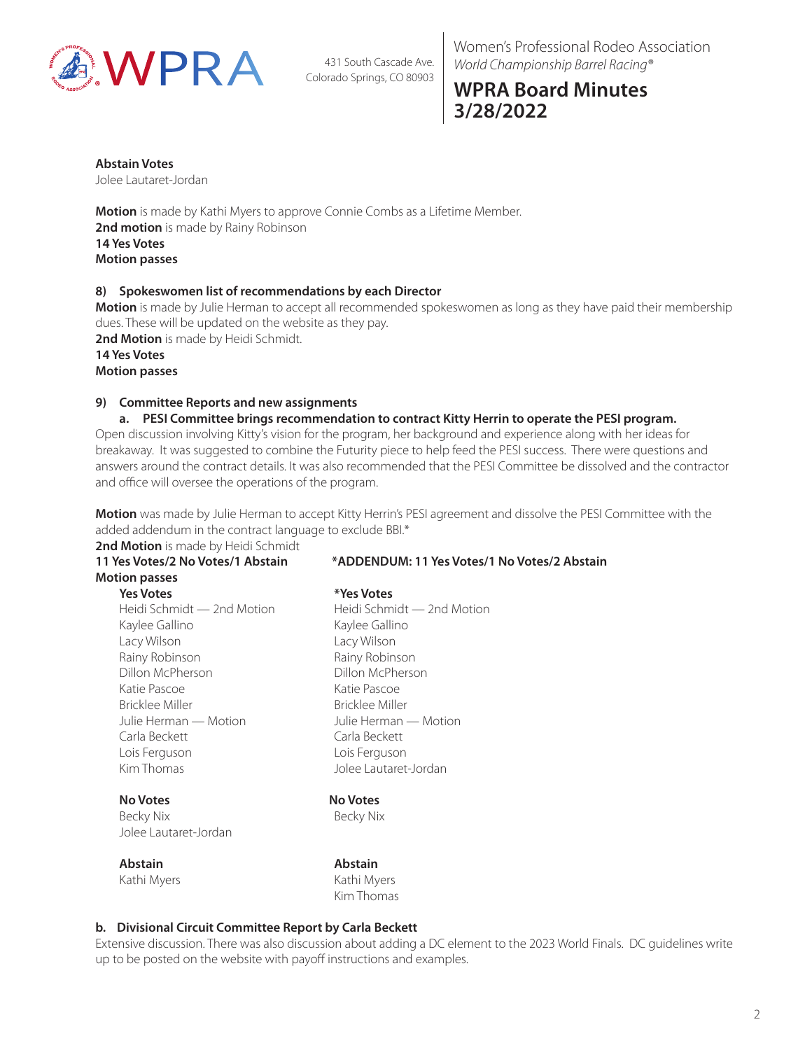**Abstain Votes**
Jolee Lautaret-Jordan

**Motion** is made by Kathi Myers to approve Connie Combs as a Lifetime Member.
**2nd motion** is made by Rainy Robinson
**14 Yes Votes**
**Motion passes**

**8) Spokeswomen list of recommendations by each Director**

**Motion** is made by Julie Herman to accept all recommended spokeswomen as long as they have paid their membership dues. These will be updated on the website as they pay.
**2nd Motion** is made by Heidi Schmidt.
**14 Yes Votes**
**Motion passes**

**9) Committee Reports and new assignments**

**a. PESI Committee brings recommendation to contract Kitty Herrin to operate the PESI program.**

Open discussion involving Kitty's vision for the program, her background and experience along with her ideas for breakaway. It was suggested to combine the Futurity piece to help feed the PESI success. There were questions and answers around the contract details. It was also recommended that the PESI Committee be dissolved and the contractor and office will oversee the operations of the program.

**Motion** was made by Julie Herman to accept Kitty Herrin's PESI agreement and dissolve the PESI Committee with the added addendum in the contract language to exclude BBI.*
**2nd Motion** is made by Heidi Schmidt

**11 Yes Votes/2 No Votes/1 Abstain**
**Motion passes**

**Yes Votes**
Heidi Schmidt — 2nd Motion
Kaylee Gallino
Lacy Wilson
Rainy Robinson
Dillon McPherson
Katie Pascoe
Bricklee Miller
Julie Herman — Motion
Carla Beckett
Lois Ferguson
Kim Thomas

**No Votes**
Becky Nix
Jolee Lautaret-Jordan

**Abstain**
Kathi Myers

**\*ADDENDUM: 11 Yes Votes/1 No Votes/2 Abstain**

**\*Yes Votes**
Heidi Schmidt — 2nd Motion
Kaylee Gallino
Lacy Wilson
Rainy Robinson
Dillon McPherson
Katie Pascoe
Bricklee Miller
Julie Herman — Motion
Carla Beckett
Lois Ferguson
Jolee Lautaret-Jordan

**No Votes**
Becky Nix

**Abstain**
Kathi Myers
Kim Thomas

**b. Divisional Circuit Committee Report by Carla Beckett**

Extensive discussion. There was also discussion about adding a DC element to the 2023 World Finals. DC guidelines write up to be posted on the website with payoff instructions and examples.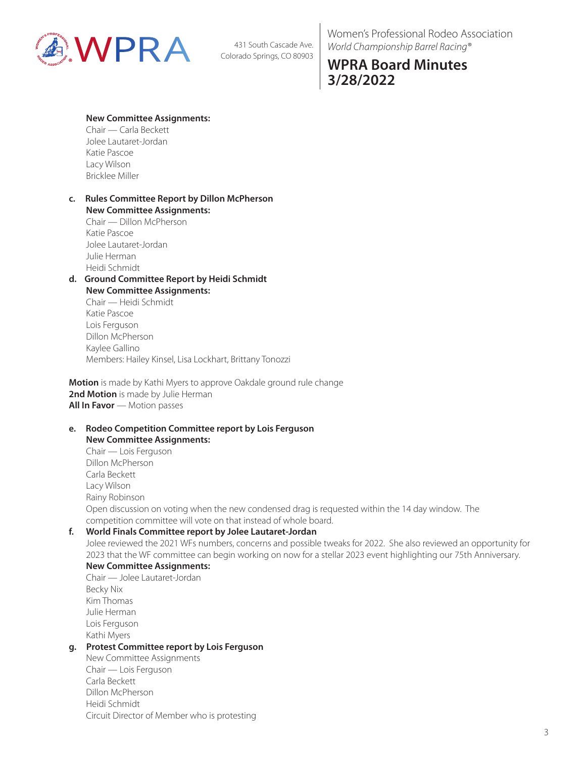**New Committee Assignments:**
Chair — Carla Beckett
Jolee Lautaret-Jordan
Katie Pascoe
Lacy Wilson
Bricklee Miller

**c. Rules Committee Report by Dillon McPherson**
**New Committee Assignments:**
Chair — Dillon McPherson
Katie Pascoe
Jolee Lautaret-Jordan
Julie Herman
Heidi Schmidt

**d. Ground Committee Report by Heidi Schmidt**
**New Committee Assignments:**
Chair — Heidi Schmidt
Katie Pascoe
Lois Ferguson
Dillon McPherson
Kaylee Gallino
Members: Hailey Kinsel, Lisa Lockhart, Brittany Tonozzi

**Motion** is made by Kathi Myers to approve Oakdale ground rule change
**2nd Motion** is made by Julie Herman
**All In Favor** — Motion passes

**e. Rodeo Competition Committee report by Lois Ferguson**
**New Committee Assignments:**
Chair — Lois Ferguson
Dillon McPherson
Carla Beckett
Lacy Wilson
Rainy Robinson
Open discussion on voting when the new condensed drag is requested within the 14 day window. The competition committee will vote on that instead of whole board.

**f. World Finals Committee report by Jolee Lautaret-Jordan**
Jolee reviewed the 2021 WFs numbers, concerns and possible tweaks for 2022. She also reviewed an opportunity for 2023 that the WF committee can begin working on now for a stellar 2023 event highlighting our 75th Anniversary.
**New Committee Assignments:**
Chair — Jolee Lautaret-Jordan
Becky Nix
Kim Thomas
Julie Herman
Lois Ferguson
Kathi Myers

**g. Protest Committee report by Lois Ferguson**
New Committee Assignments
Chair — Lois Ferguson
Carla Beckett
Dillon McPherson
Heidi Schmidt
Circuit Director of Member who is protesting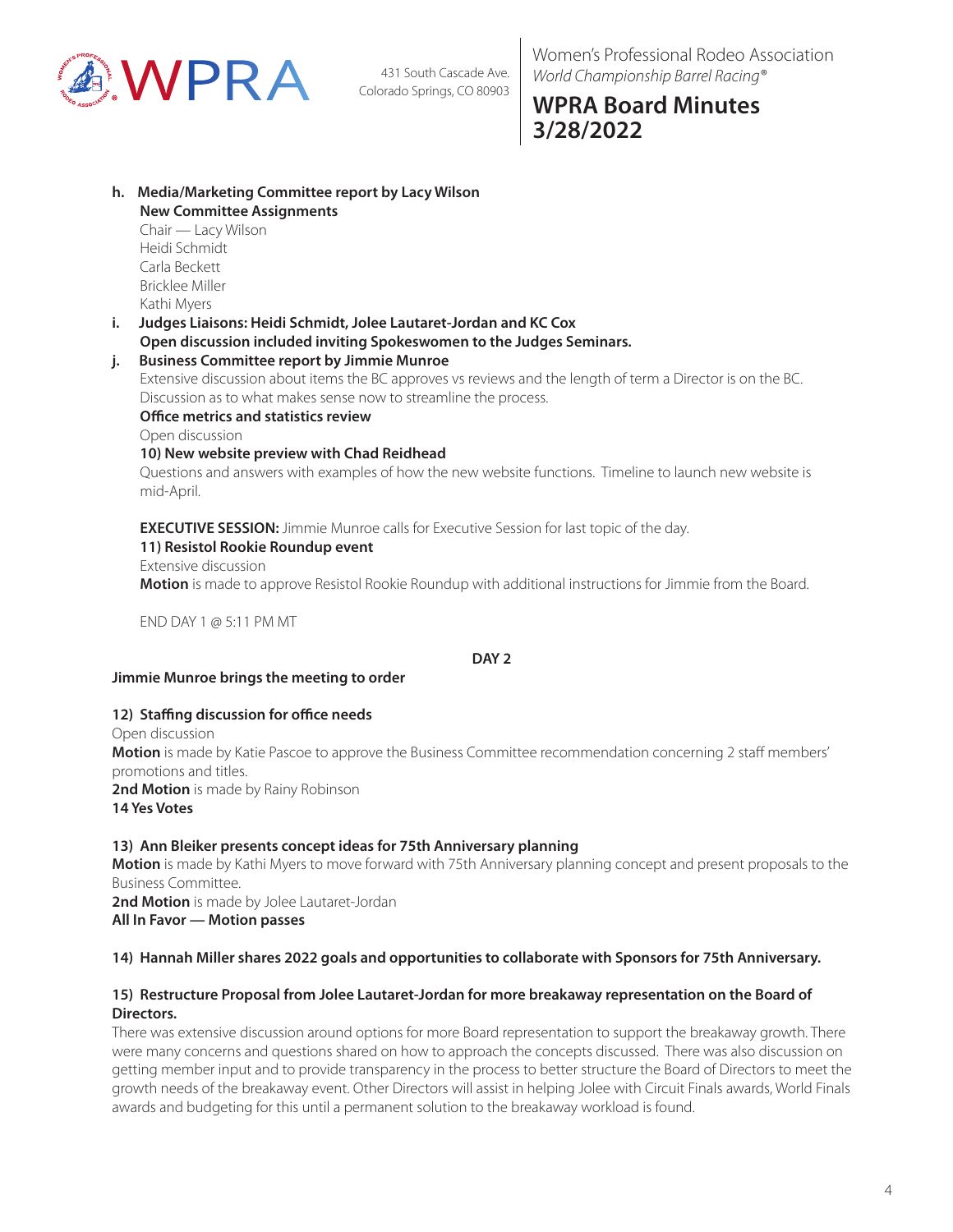**h. Media/Marketing Committee report by Lacy Wilson**

**New Committee Assignments**

Chair — Lacy Wilson
Heidi Schmidt
Carla Beckett
Bricklee Miller
Kathi Myers

**i. Judges Liaisons: Heidi Schmidt, Jolee Lautaret-Jordan and KC Cox**

**Open discussion included inviting Spokeswomen to the Judges Seminars.**

**j. Business Committee report by Jimmie Munroe**

Extensive discussion about items the BC approves vs reviews and the length of term a Director is on the BC. Discussion as to what makes sense now to streamline the process.

**Office metrics and statistics review**

Open discussion

**10) New website preview with Chad Reidhead**

Questions and answers with examples of how the new website functions. Timeline to launch new website is mid-April.

**EXECUTIVE SESSION:** Jimmie Munroe calls for Executive Session for last topic of the day.

**11) Resistol Rookie Roundup event**

Extensive discussion

**Motion** is made to approve Resistol Rookie Roundup with additional instructions for Jimmie from the Board.

END DAY 1 @ 5:11 PM MT

**DAY 2**

**Jimmie Munroe brings the meeting to order**

**12) Staffing discussion for office needs**

Open discussion

**Motion** is made by Katie Pascoe to approve the Business Committee recommendation concerning 2 staff members' promotions and titles.

**2nd Motion** is made by Rainy Robinson

**14 Yes Votes**

**13) Ann Bleiker presents concept ideas for 75th Anniversary planning**

**Motion** is made by Kathi Myers to move forward with 75th Anniversary planning concept and present proposals to the Business Committee.

**2nd Motion** is made by Jolee Lautaret-Jordan

**All In Favor — Motion passes**

**14) Hannah Miller shares 2022 goals and opportunities to collaborate with Sponsors for 75th Anniversary.**

**15) Restructure Proposal from Jolee Lautaret-Jordan for more breakaway representation on the Board of Directors.**

There was extensive discussion around options for more Board representation to support the breakaway growth. There were many concerns and questions shared on how to approach the concepts discussed. There was also discussion on getting member input and to provide transparency in the process to better structure the Board of Directors to meet the growth needs of the breakaway event. Other Directors will assist in helping Jolee with Circuit Finals awards, World Finals awards and budgeting for this until a permanent solution to the breakaway workload is found.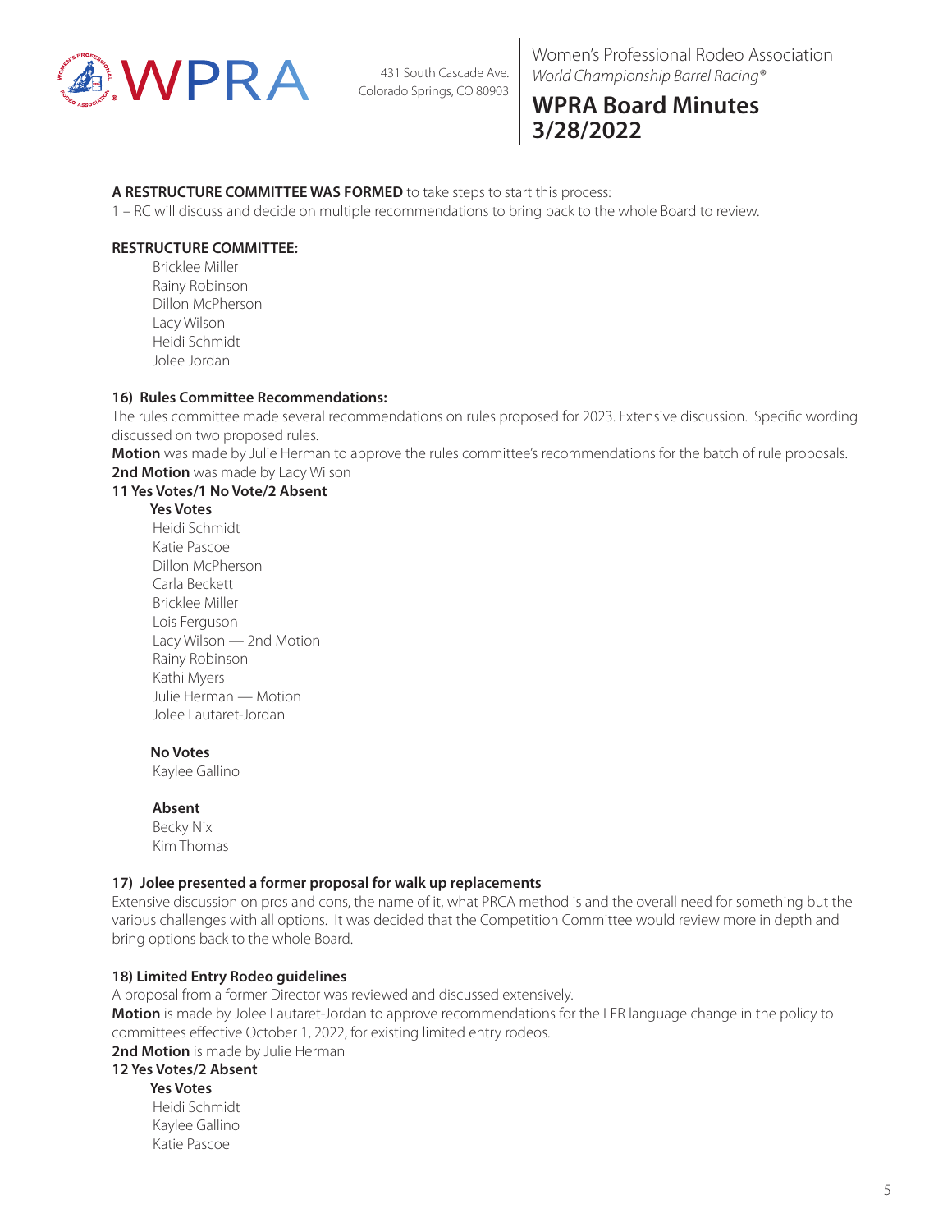**A RESTRUCTURE COMMITTEE WAS FORMED** to take steps to start this process:

1 – RC will discuss and decide on multiple recommendations to bring back to the whole Board to review.

**RESTRUCTURE COMMITTEE:**

Bricklee Miller
Rainy Robinson
Dillon McPherson
Lacy Wilson
Heidi Schmidt
Jolee Jordan

**16) Rules Committee Recommendations:**

The rules committee made several recommendations on rules proposed for 2023. Extensive discussion. Specific wording discussed on two proposed rules.

**Motion** was made by Julie Herman to approve the rules committee's recommendations for the batch of rule proposals.
**2nd Motion** was made by Lacy Wilson

**11 Yes Votes/1 No Vote/2 Absent**

**Yes Votes**
Heidi Schmidt
Katie Pascoe
Dillon McPherson
Carla Beckett
Bricklee Miller
Lois Ferguson
Lacy Wilson — 2nd Motion
Rainy Robinson
Kathi Myers
Julie Herman — Motion
Jolee Lautaret-Jordan

**No Votes**
Kaylee Gallino

**Absent**
Becky Nix
Kim Thomas

**17) Jolee presented a former proposal for walk up replacements**

Extensive discussion on pros and cons, the name of it, what PRCA method is and the overall need for something but the various challenges with all options. It was decided that the Competition Committee would review more in depth and bring options back to the whole Board.

**18) Limited Entry Rodeo guidelines**

A proposal from a former Director was reviewed and discussed extensively.

**Motion** is made by Jolee Lautaret-Jordan to approve recommendations for the LER language change in the policy to committees effective October 1, 2022, for existing limited entry rodeos.
**2nd Motion** is made by Julie Herman

**12 Yes Votes/2 Absent**

**Yes Votes**
Heidi Schmidt
Kaylee Gallino
Katie Pascoe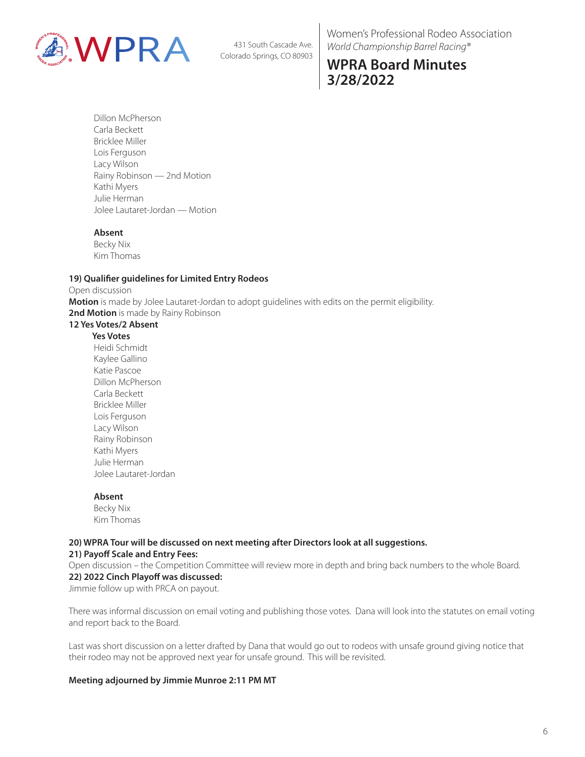Dillon McPherson
Carla Beckett
Bricklee Miller
Lois Ferguson
Lacy Wilson
Rainy Robinson — 2nd Motion
Kathi Myers
Julie Herman
Jolee Lautaret-Jordan — Motion

**Absent**
Becky Nix
Kim Thomas

**19) Qualifier guidelines for Limited Entry Rodeos**
Open discussion
**Motion** is made by Jolee Lautaret-Jordan to adopt guidelines with edits on the permit eligibility.
**2nd Motion** is made by Rainy Robinson
**12 Yes Votes/2 Absent**

**Yes Votes**
Heidi Schmidt
Kaylee Gallino
Katie Pascoe
Dillon McPherson
Carla Beckett
Bricklee Miller
Lois Ferguson
Lacy Wilson
Rainy Robinson
Kathi Myers
Julie Herman
Jolee Lautaret-Jordan

**Absent**
Becky Nix
Kim Thomas

**20) WPRA Tour will be discussed on next meeting after Directors look at all suggestions.**
**21) Payoff Scale and Entry Fees:**
Open discussion – the Competition Committee will review more in depth and bring back numbers to the whole Board.
**22) 2022 Cinch Playoff was discussed:**
Jimmie follow up with PRCA on payout.

There was informal discussion on email voting and publishing those votes. Dana will look into the statutes on email voting and report back to the Board.

Last was short discussion on a letter drafted by Dana that would go out to rodeos with unsafe ground giving notice that their rodeo may not be approved next year for unsafe ground. This will be revisited.

**Meeting adjourned by Jimmie Munroe 2:11 PM MT**